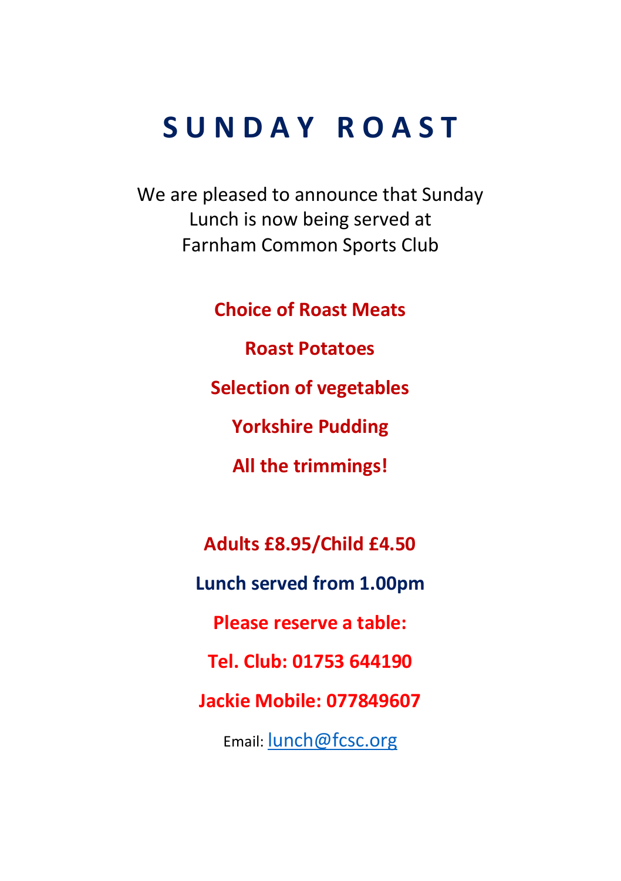# S U N D A Y  R O A S T

We are pleased to announce that Sunday Lunch is now being served at Farnham Common Sports Club

**Choice of Roast Meats**

**Roast Potatoes**

**Selection of vegetables**

**Yorkshire Pudding**

**All the trimmings!**

**Adults £8.95/Child £4.50**

**Lunch served from 1.00pm**

**Please reserve a table:**

**Tel. Club: 01753 644190**

**Jackie Mobile: 077849607**

Email: lunch@fcsc.org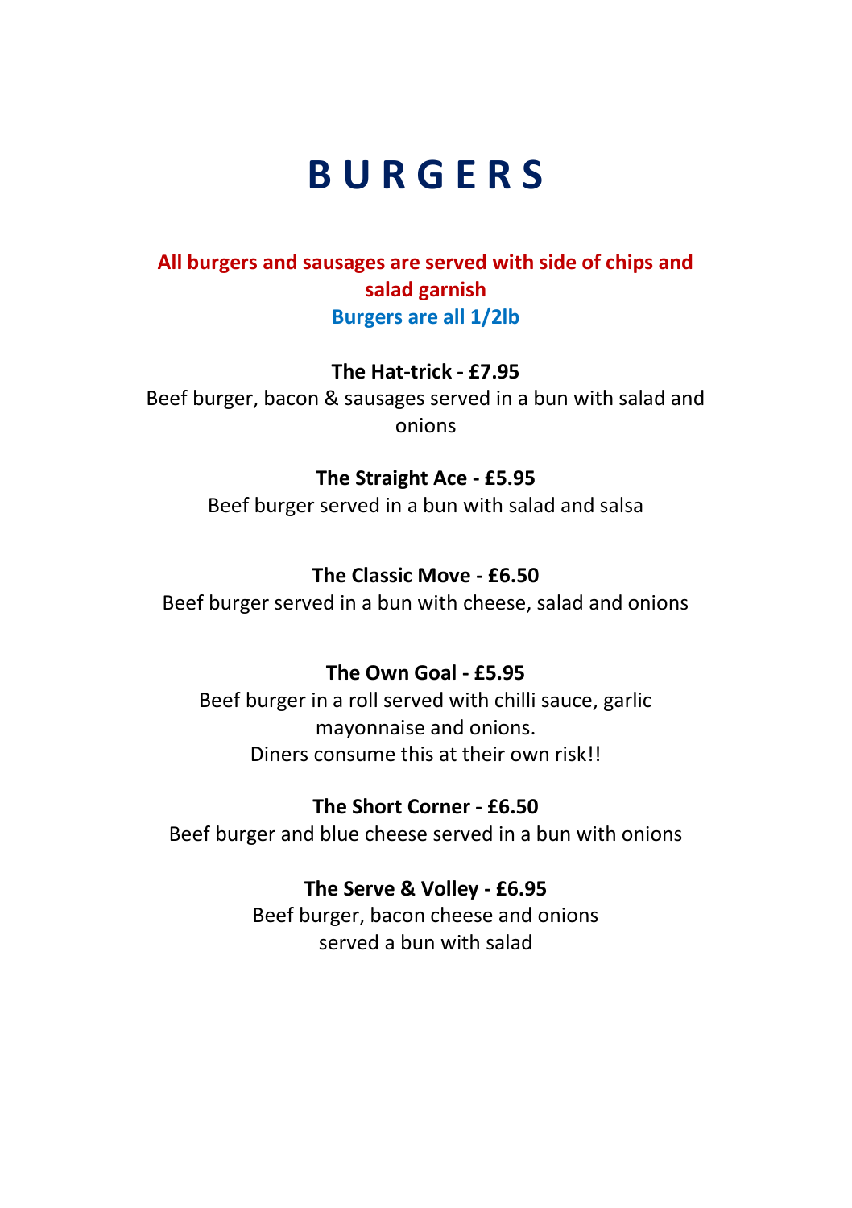# B U R G E R S

**All burgers and sausages are served with side of chips and salad garnish**

**Burgers are all 1/2lb**

**The Hat-trick - £7.95**

Beef burger, bacon & sausages served in a bun with salad and onions

**The Straight Ace - £5.95**

Beef burger served in a bun with salad and salsa

**The Classic Move - £6.50**

Beef burger served in a bun with cheese, salad and onions

**The Own Goal - £5.95**

Beef burger in a roll served with chilli sauce, garlic mayonnaise and onions.
Diners consume this at their own risk!!

**The Short Corner - £6.50**

Beef burger and blue cheese served in a bun with onions

**The Serve & Volley - £6.95**

Beef burger, bacon cheese and onions served a bun with salad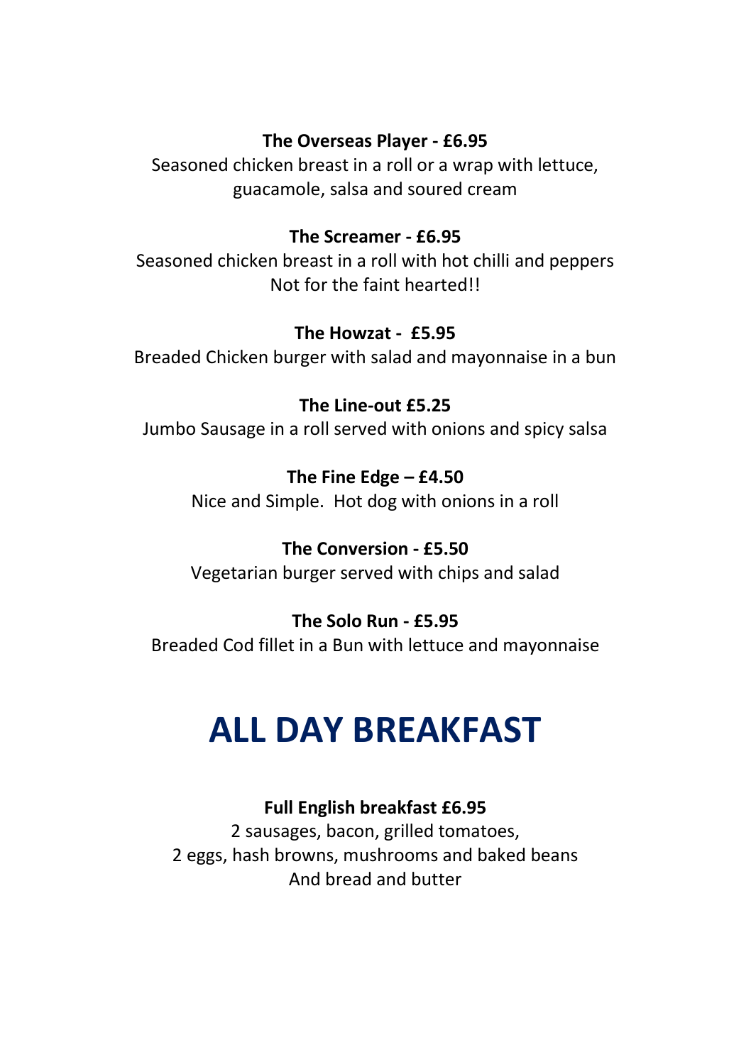**The Overseas Player - £6.95**

Seasoned chicken breast in a roll or a wrap with lettuce, guacamole, salsa and soured cream

**The Screamer - £6.95**

Seasoned chicken breast in a roll with hot chilli and peppers Not for the faint hearted!!

**The Howzat - £5.95**

Breaded Chicken burger with salad and mayonnaise in a bun

**The Line-out £5.25**

Jumbo Sausage in a roll served with onions and spicy salsa

**The Fine Edge – £4.50**

Nice and Simple. Hot dog with onions in a roll

**The Conversion - £5.50**

Vegetarian burger served with chips and salad

**The Solo Run - £5.95**

Breaded Cod fillet in a Bun with lettuce and mayonnaise

# ALL DAY BREAKFAST

**Full English breakfast £6.95**

2 sausages, bacon, grilled tomatoes,
2 eggs, hash browns, mushrooms and baked beans
And bread and butter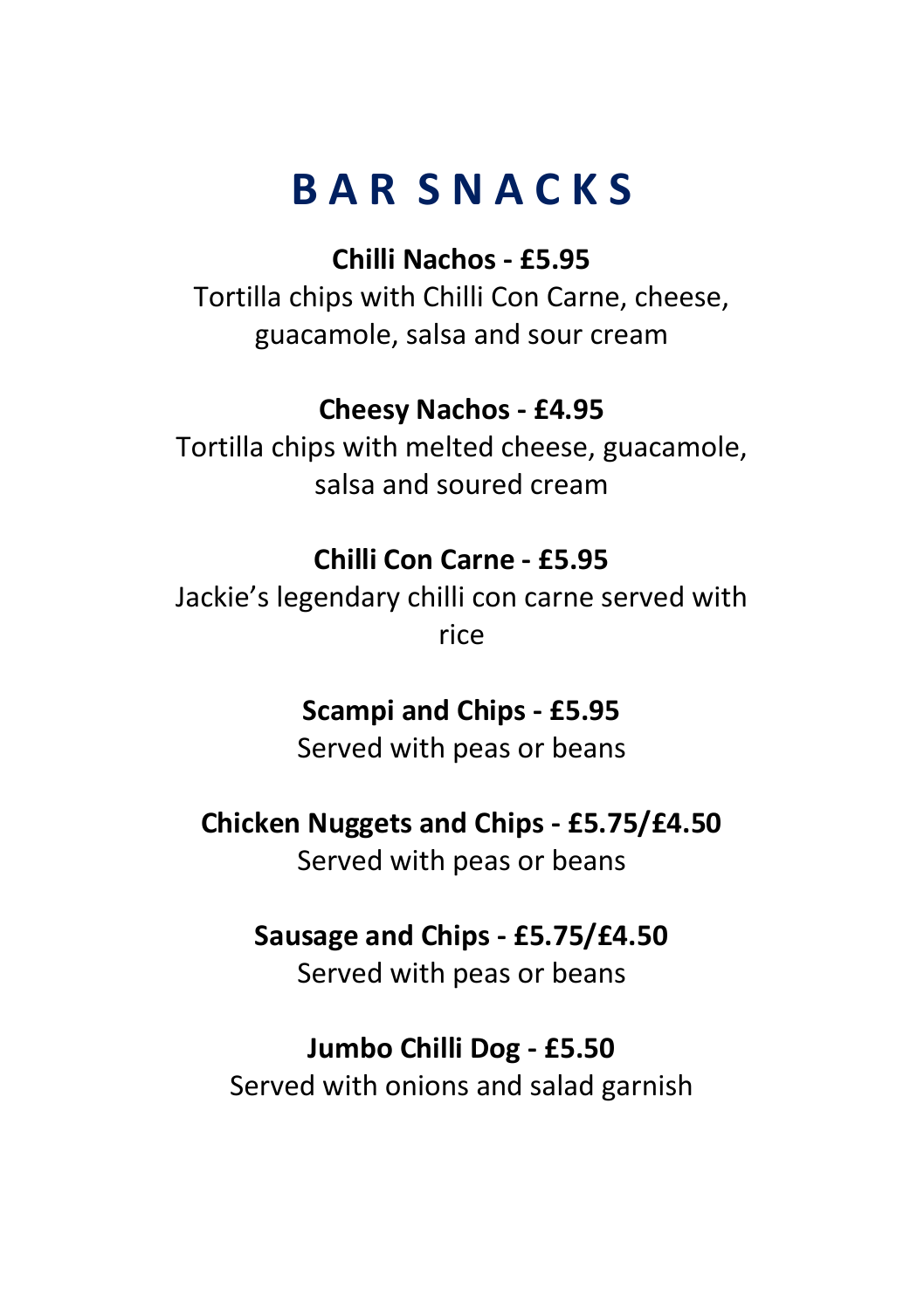# B A R S N A C K S

**Chilli Nachos - £5.95**

Tortilla chips with Chilli Con Carne, cheese, guacamole, salsa and sour cream

**Cheesy Nachos - £4.95**

Tortilla chips with melted cheese, guacamole, salsa and soured cream

**Chilli Con Carne - £5.95**

Jackie's legendary chilli con carne served with rice

**Scampi and Chips - £5.95**

Served with peas or beans

**Chicken Nuggets and Chips - £5.75/£4.50**

Served with peas or beans

**Sausage and Chips - £5.75/£4.50**

Served with peas or beans

**Jumbo Chilli Dog - £5.50**

Served with onions and salad garnish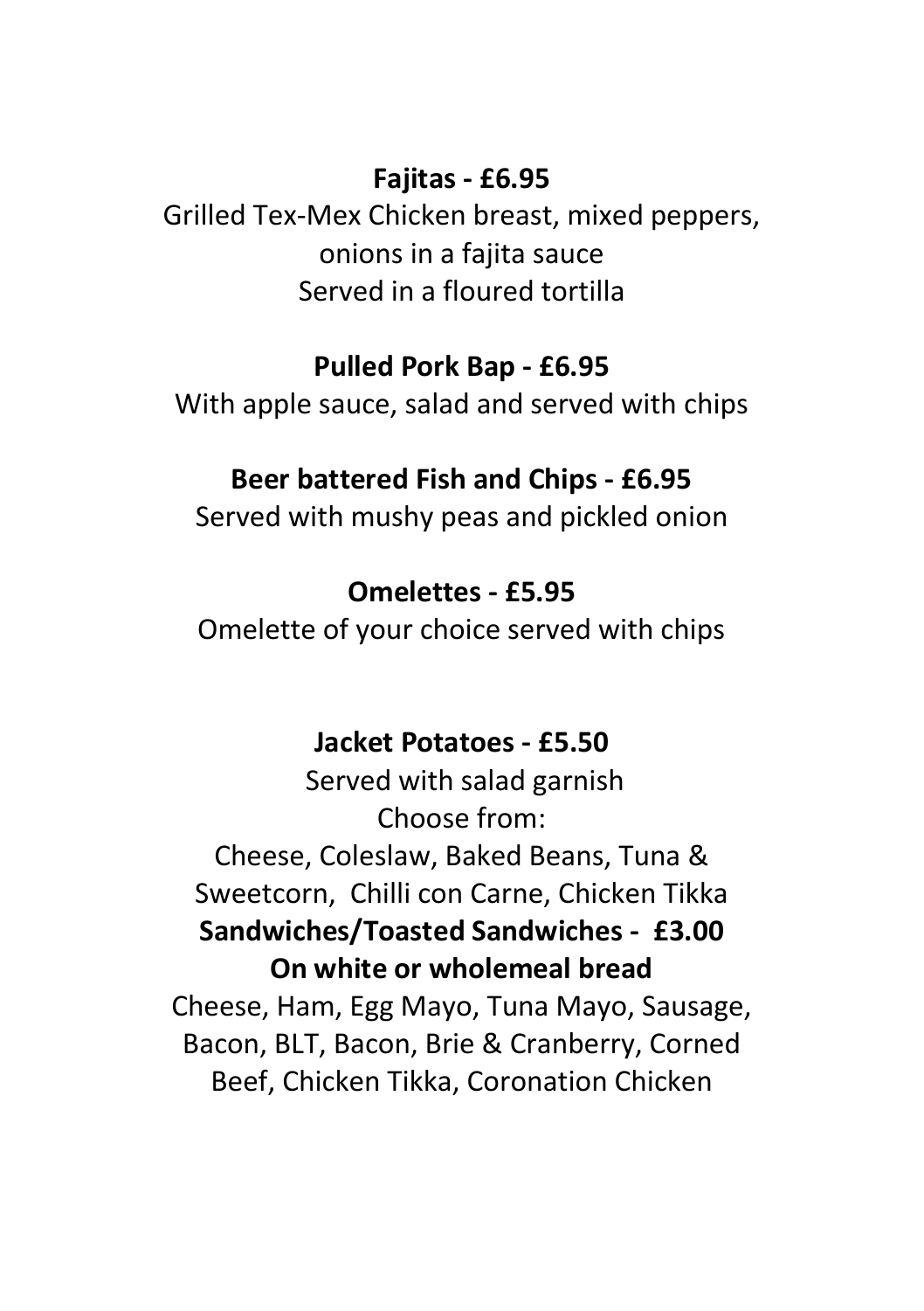**Fajitas - £6.95**

Grilled Tex-Mex Chicken breast, mixed peppers, onions in a fajita sauce
Served in a floured tortilla

**Pulled Pork Bap - £6.95**

With apple sauce, salad and served with chips

**Beer battered Fish and Chips - £6.95**

Served with mushy peas and pickled onion

**Omelettes - £5.95**

Omelette of your choice served with chips

**Jacket Potatoes - £5.50**

Served with salad garnish
Choose from:
Cheese, Coleslaw, Baked Beans, Tuna & Sweetcorn, Chilli con Carne, Chicken Tikka

**Sandwiches/Toasted Sandwiches - £3.00**
**On white or wholemeal bread**

Cheese, Ham, Egg Mayo, Tuna Mayo, Sausage, Bacon, BLT, Bacon, Brie & Cranberry, Corned Beef, Chicken Tikka, Coronation Chicken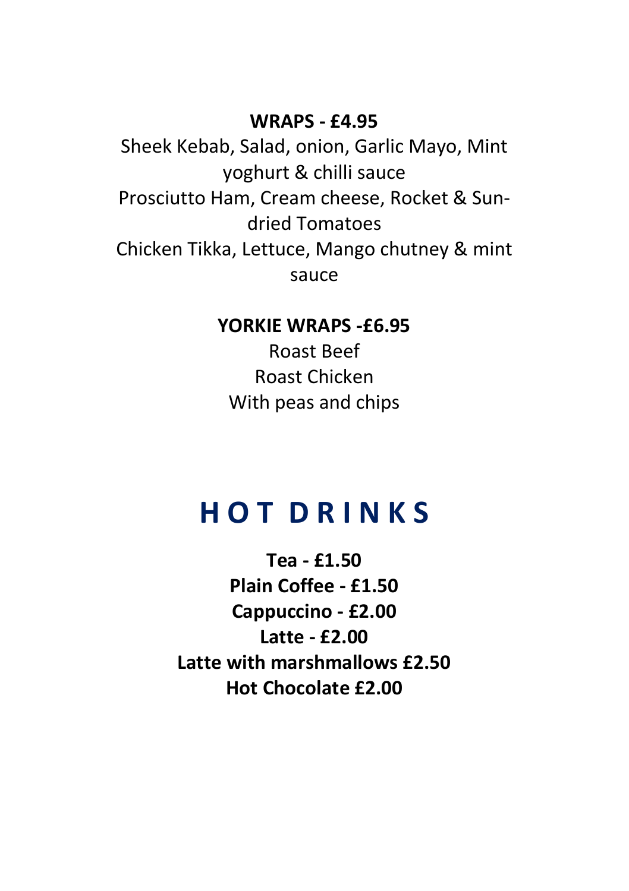**WRAPS - £4.95**

Sheek Kebab, Salad, onion, Garlic Mayo, Mint yoghurt & chilli sauce

Prosciutto Ham, Cream cheese, Rocket & Sun-dried Tomatoes

Chicken Tikka, Lettuce, Mango chutney & mint sauce

**YORKIE WRAPS -£6.95**

Roast Beef

Roast Chicken

With peas and chips

# HOT DRINKS

**Tea - £1.50**

**Plain Coffee - £1.50**

**Cappuccino - £2.00**

**Latte - £2.00**

**Latte with marshmallows £2.50**

**Hot Chocolate £2.00**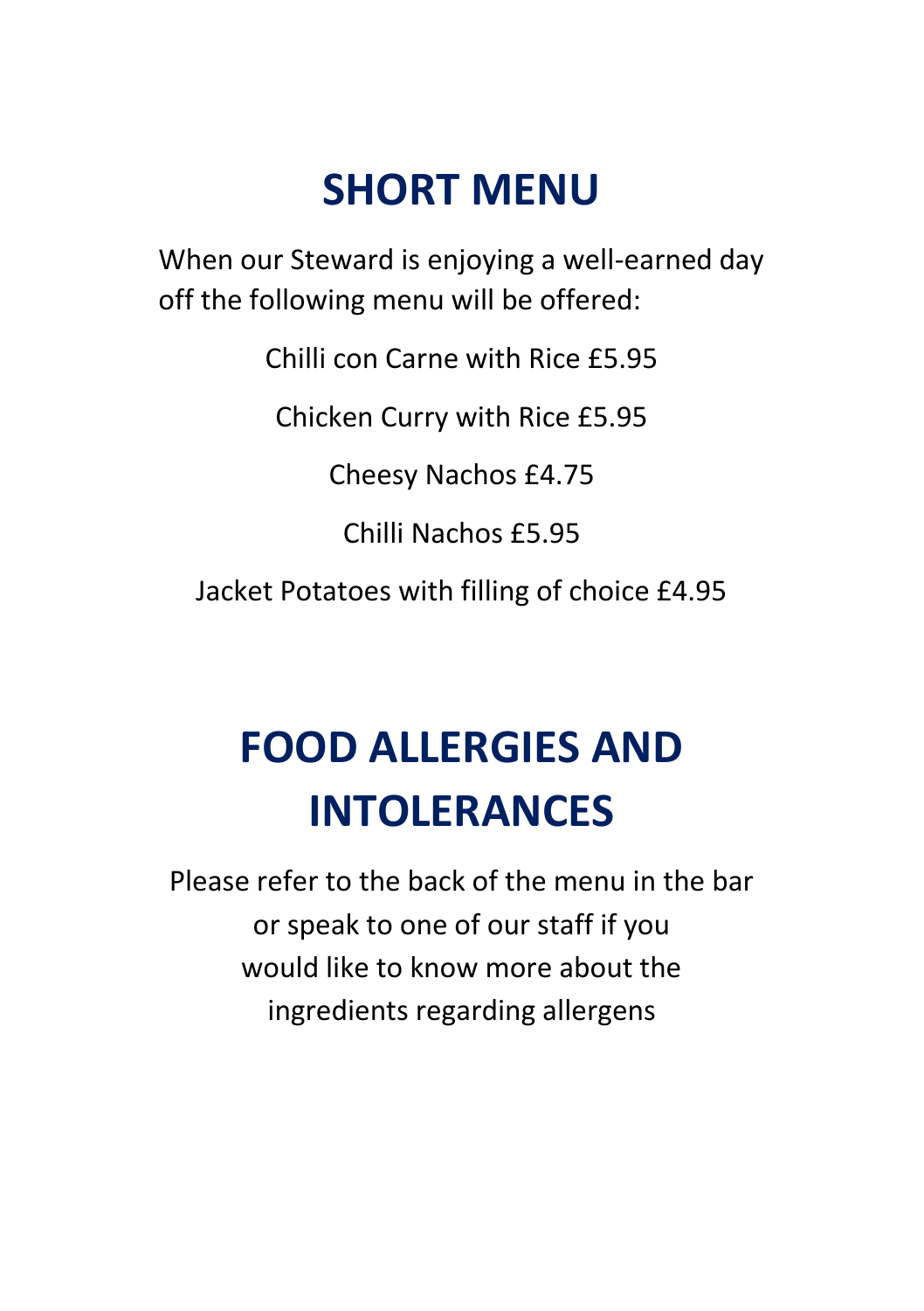# SHORT MENU

When our Steward is enjoying a well-earned day off the following menu will be offered:

Chilli con Carne with Rice £5.95

Chicken Curry with Rice £5.95

Cheesy Nachos £4.75

Chilli Nachos £5.95

Jacket Potatoes with filling of choice £4.95

# FOOD ALLERGIES AND INTOLERANCES

Please refer to the back of the menu in the bar or speak to one of our staff if you would like to know more about the ingredients regarding allergens